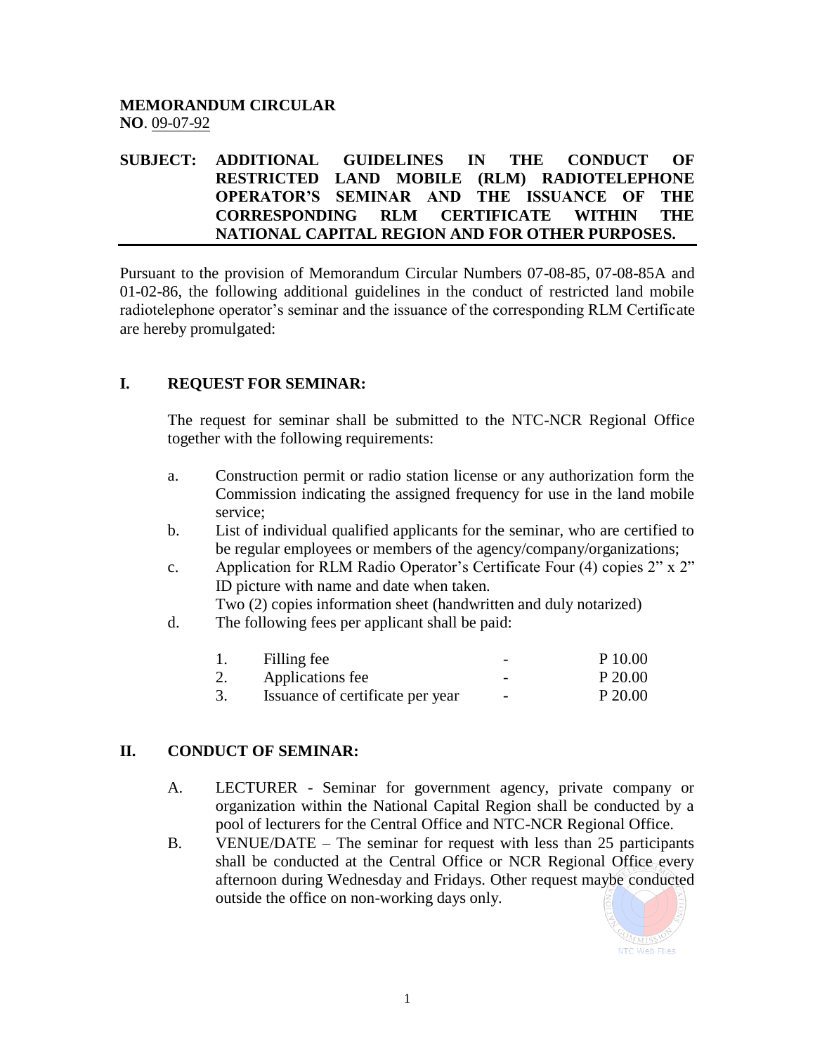**MEMORANDUM CIRCULAR**
**NO**. 09-07-92

**SUBJECT: ADDITIONAL GUIDELINES IN THE CONDUCT OF RESTRICTED LAND MOBILE (RLM) RADIOTELEPHONE OPERATOR'S SEMINAR AND THE ISSUANCE OF THE CORRESPONDING RLM CERTIFICATE WITHIN THE NATIONAL CAPITAL REGION AND FOR OTHER PURPOSES.**

Pursuant to the provision of Memorandum Circular Numbers 07-08-85, 07-08-85A and 01-02-86, the following additional guidelines in the conduct of restricted land mobile radiotelephone operator's seminar and the issuance of the corresponding RLM Certificate are hereby promulgated:

## I. REQUEST FOR SEMINAR:

The request for seminar shall be submitted to the NTC-NCR Regional Office together with the following requirements:

a. Construction permit or radio station license or any authorization form the Commission indicating the assigned frequency for use in the land mobile service;

b. List of individual qualified applicants for the seminar, who are certified to be regular employees or members of the agency/company/organizations;

c. Application for RLM Radio Operator's Certificate Four (4) copies 2" x 2" ID picture with name and date when taken.
Two (2) copies information sheet (handwritten and duly notarized)

d. The following fees per applicant shall be paid:

| | | | |
|---|---|---|---|
| 1. | Filling fee | - | P 10.00 |
| 2. | Applications fee | - | P 20.00 |
| 3. | Issuance of certificate per year | - | P 20.00 |

## II. CONDUCT OF SEMINAR:

A. LECTURER - Seminar for government agency, private company or organization within the National Capital Region shall be conducted by a pool of lecturers for the Central Office and NTC-NCR Regional Office.

B. VENUE/DATE – The seminar for request with less than 25 participants shall be conducted at the Central Office or NCR Regional Office every afternoon during Wednesday and Fridays. Other request maybe conducted outside the office on non-working days only.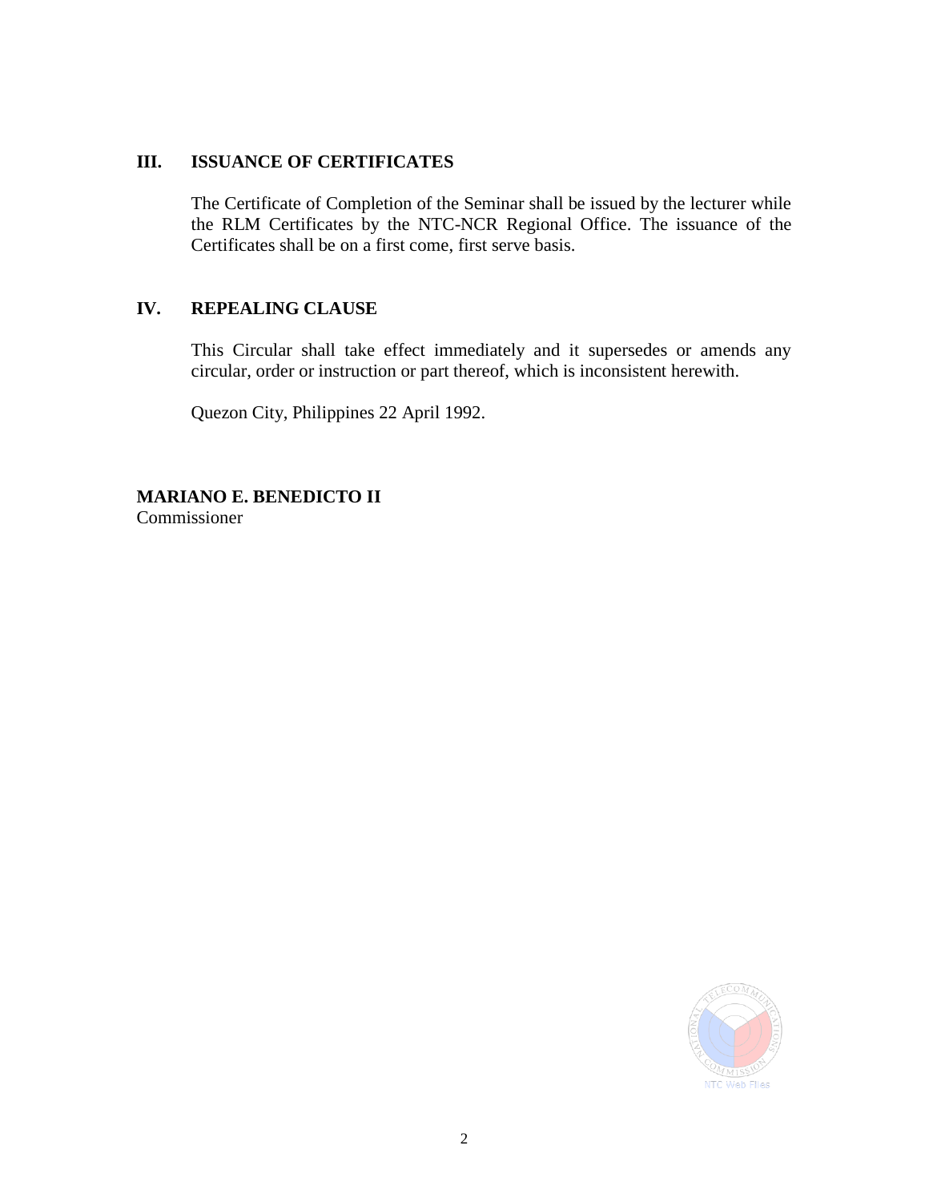## III. ISSUANCE OF CERTIFICATES

The Certificate of Completion of the Seminar shall be issued by the lecturer while the RLM Certificates by the NTC-NCR Regional Office. The issuance of the Certificates shall be on a first come, first serve basis.

## IV. REPEALING CLAUSE

This Circular shall take effect immediately and it supersedes or amends any circular, order or instruction or part thereof, which is inconsistent herewith.

Quezon City, Philippines 22 April 1992.

**MARIANO E. BENEDICTO II**
Commissioner